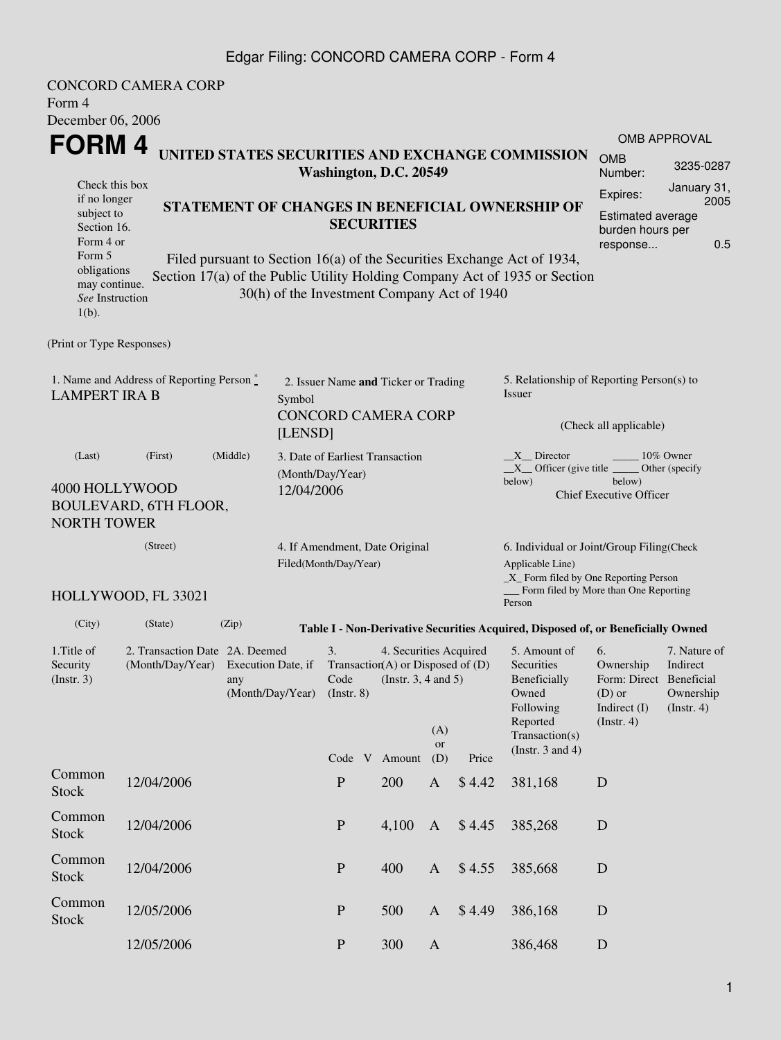Edgar Filing: CONCORD CAMERA CORP - Form 4

CONCORD CAMERA CORP
Form 4
December 06, 2006

# FORM 4

## UNITED STATES SECURITIES AND EXCHANGE COMMISSION
**Washington, D.C. 20549**

Check this box if no longer subject to Section 16. Form 4 or Form 5 obligations may continue. *See* Instruction 1(b).

## STATEMENT OF CHANGES IN BENEFICIAL OWNERSHIP OF SECURITIES

Filed pursuant to Section 16(a) of the Securities Exchange Act of 1934, Section 17(a) of the Public Utility Holding Company Act of 1935 or Section 30(h) of the Investment Company Act of 1940

| OMB APPROVAL | |
|---|---|
| OMB Number: | 3235-0287 |
| Expires: | January 31, 2005 |
| Estimated average burden hours per response... | 0.5 |

(Print or Type Responses)

1. Name and Address of Reporting Person *
LAMPERT IRA B

(Last) (First) (Middle)

4000 HOLLYWOOD BOULEVARD, 6TH FLOOR, NORTH TOWER

(Street)

HOLLYWOOD, FL 33021

(City) (State) (Zip)

2. Issuer Name **and** Ticker or Trading Symbol
CONCORD CAMERA CORP [LENSD]

3. Date of Earliest Transaction (Month/Day/Year)
12/04/2006

4. If Amendment, Date Original Filed(Month/Day/Year)

5. Relationship of Reporting Person(s) to Issuer

(Check all applicable)

__X__ Director _____ 10% Owner
__X__ Officer (give title below) _____ Other (specify below)
Chief Executive Officer

6. Individual or Joint/Group Filing(Check Applicable Line)
_X_ Form filed by One Reporting Person
___ Form filed by More than One Reporting Person

**Table I - Non-Derivative Securities Acquired, Disposed of, or Beneficially Owned**

| 1.Title of Security (Instr. 3) | 2. Transaction Date (Month/Day/Year) | 2A. Deemed Execution Date, if any (Month/Day/Year) | 3. Transaction Code (Instr. 8) | | 4. Securities Acquired (A) or Disposed of (D) (Instr. 3, 4 and 5) | | | 5. Amount of Securities Beneficially Owned Following Reported Transaction(s) (Instr. 3 and 4) | 6. Ownership Form: Direct (D) or Indirect (I) (Instr. 4) | 7. Nature of Indirect Beneficial Ownership (Instr. 4) |
|---|---|---|---|---|---|---|---|---|---|---|
| | | | Code | V | Amount | (A) or (D) | Price | | | |
| Common Stock | 12/04/2006 | | P | | 200 | A | $ 4.42 | 381,168 | D | |
| Common Stock | 12/04/2006 | | P | | 4,100 | A | $ 4.45 | 385,268 | D | |
| Common Stock | 12/04/2006 | | P | | 400 | A | $ 4.55 | 385,668 | D | |
| Common Stock | 12/05/2006 | | P | | 500 | A | $ 4.49 | 386,168 | D | |
| | 12/05/2006 | | P | | 300 | A | | 386,468 | D | |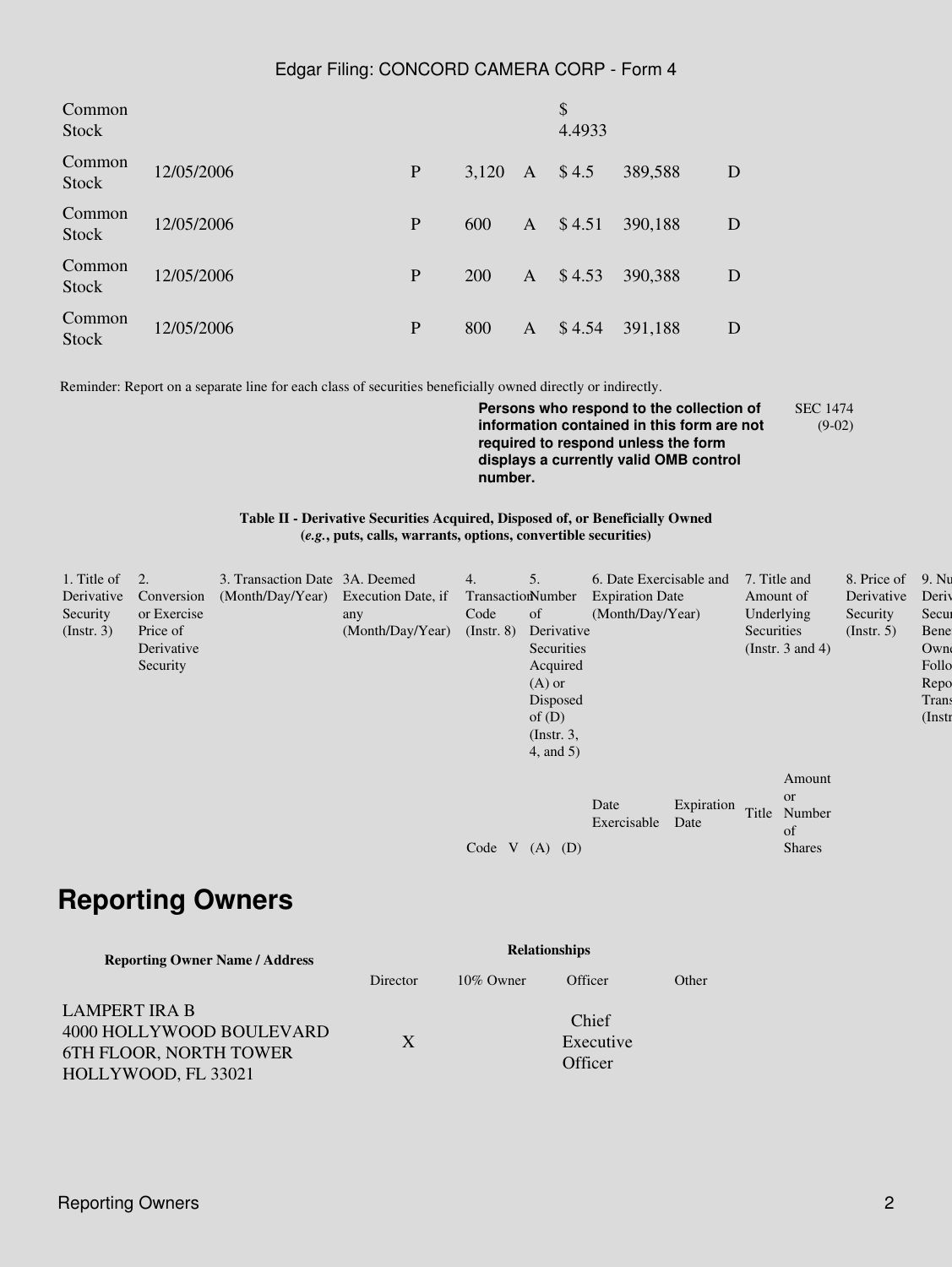| | | | | | | | | |
|---|---|---|---|---|---|---|---|---|
| Common Stock | | | | | | $ 4.4933 | | |
| Common Stock | 12/05/2006 | | P | 3,120 | A | $ 4.5 | 389,588 | D |
| Common Stock | 12/05/2006 | | P | 600 | A | $ 4.51 | 390,188 | D |
| Common Stock | 12/05/2006 | | P | 200 | A | $ 4.53 | 390,388 | D |
| Common Stock | 12/05/2006 | | P | 800 | A | $ 4.54 | 391,188 | D |

Reminder: Report on a separate line for each class of securities beneficially owned directly or indirectly.

**Persons who respond to the collection of information contained in this form are not required to respond unless the form displays a currently valid OMB control number.**

SEC 1474 (9-02)

**Table II - Derivative Securities Acquired, Disposed of, or Beneficially Owned (*e.g.*, puts, calls, warrants, options, convertible securities)**

| 1. Title of Derivative Security (Instr. 3) | 2. Conversion or Exercise Price of Derivative Security | 3. Transaction Date (Month/Day/Year) | 3A. Deemed Execution Date, if any (Month/Day/Year) | 4. Transaction Code (Instr. 8) | | 5. Number of Derivative Securities Acquired (A) or Disposed of (D) (Instr. 3, 4, and 5) | | 6. Date Exercisable and Expiration Date (Month/Day/Year) | | 7. Title and Amount of Underlying Securities (Instr. 3 and 4) | | 8. Price of Derivative Security (Instr. 5) | 9. Nu Deriv Secur Bene Owne Follo Repo Trans (Instr |
|---|---|---|---|---|---|---|---|---|---|---|---|---|---|
| | | | | Code | V | (A) | (D) | Date Exercisable | Expiration Date | Title | Amount or Number of Shares | | |

## Reporting Owners

| Reporting Owner Name / Address | Relationships | | | |
|---|---|---|---|---|
| | Director | 10% Owner | Officer | Other |
| LAMPERT IRA B<br>4000 HOLLYWOOD BOULEVARD<br>6TH FLOOR, NORTH TOWER<br>HOLLYWOOD, FL 33021 | X | | Chief Executive Officer | |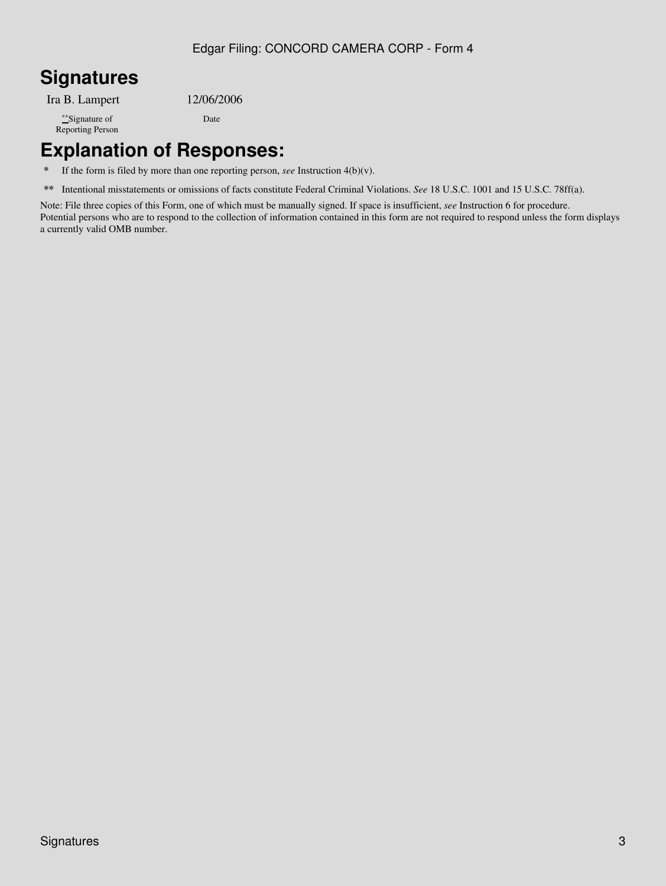## Signatures

| | |
|---|---|
| Ira B. Lampert | 12/06/2006 |
| **Signature of Reporting Person | Date |

## Explanation of Responses:

\* If the form is filed by more than one reporting person, *see* Instruction 4(b)(v).

\*\* Intentional misstatements or omissions of facts constitute Federal Criminal Violations. *See* 18 U.S.C. 1001 and 15 U.S.C. 78ff(a).

Note: File three copies of this Form, one of which must be manually signed. If space is insufficient, *see* Instruction 6 for procedure.
Potential persons who are to respond to the collection of information contained in this form are not required to respond unless the form displays a currently valid OMB number.